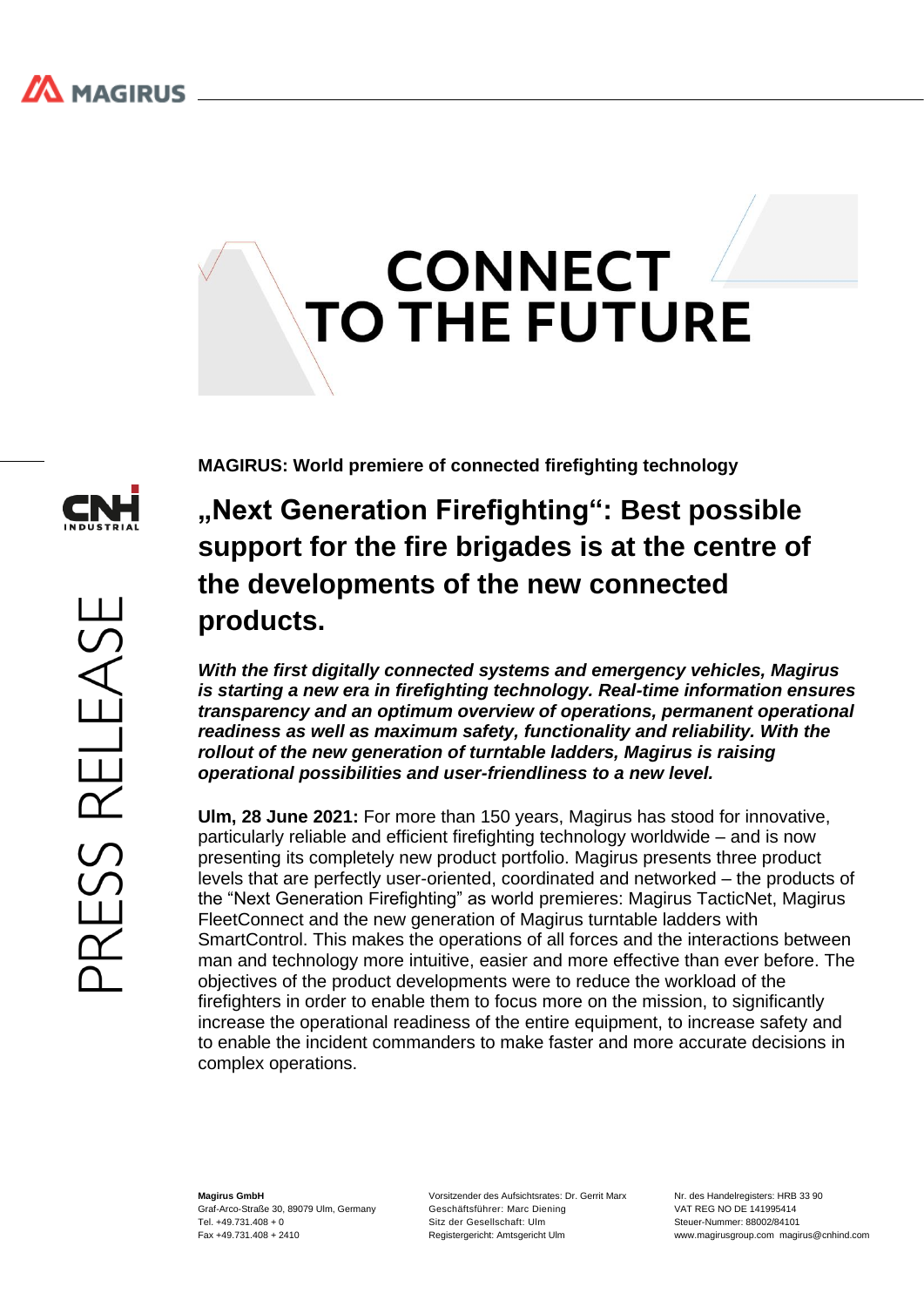# CONNECT TO THE FUTURE

PRESS RELEASE

**MAGIRUS: World premiere of connected firefighting technology**

## „Next Generation Firefighting“: Best possible support for the fire brigades is at the centre of the developments of the new connected products.

***With the first digitally connected systems and emergency vehicles, Magirus is starting a new era in firefighting technology. Real-time information ensures transparency and an optimum overview of operations, permanent operational readiness as well as maximum safety, functionality and reliability. With the rollout of the new generation of turntable ladders, Magirus is raising operational possibilities and user-friendliness to a new level.***

**Ulm, 28 June 2021:** For more than 150 years, Magirus has stood for innovative, particularly reliable and efficient firefighting technology worldwide – and is now presenting its completely new product portfolio. Magirus presents three product levels that are perfectly user-oriented, coordinated and networked – the products of the “Next Generation Firefighting” as world premieres: Magirus TacticNet, Magirus FleetConnect and the new generation of Magirus turntable ladders with SmartControl. This makes the operations of all forces and the interactions between man and technology more intuitive, easier and more effective than ever before. The objectives of the product developments were to reduce the workload of the firefighters in order to enable them to focus more on the mission, to significantly increase the operational readiness of the entire equipment, to increase safety and to enable the incident commanders to make faster and more accurate decisions in complex operations.

**Magirus GmbH**
Graf-Arco-Straße 30, 89079 Ulm, Germany
Tel. +49.731.408 + 0
Fax +49.731.408 + 2410

Vorsitzender des Aufsichtsrates: Dr. Gerrit Marx
Geschäftsführer: Marc Diening
Sitz der Gesellschaft: Ulm
Registergericht: Amtsgericht Ulm

Nr. des Handelregisters: HRB 33 90
VAT REG NO DE 141995414
Steuer-Nummer: 88002/84101
www.magirusgroup.com magirus@cnhind.com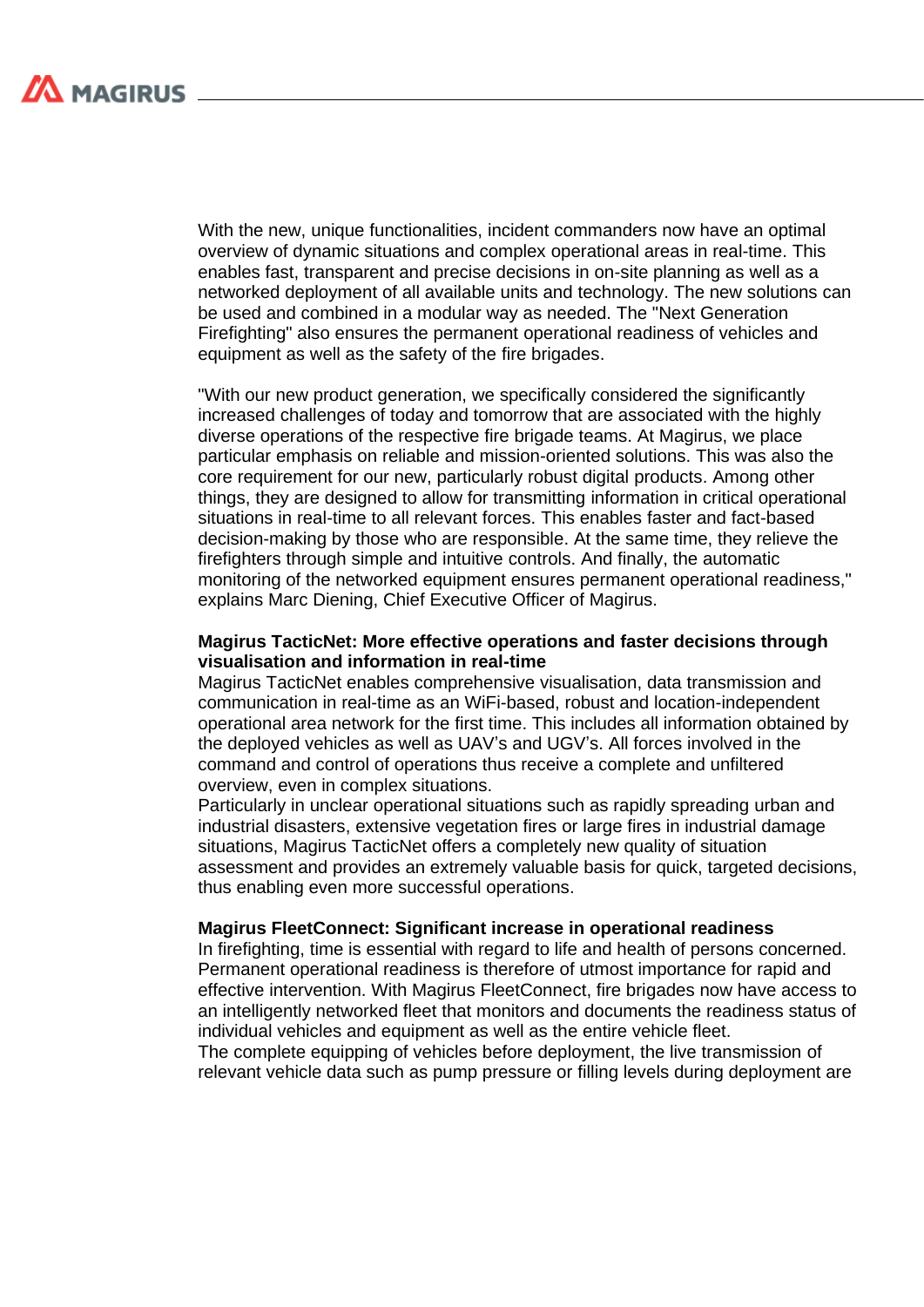With the new, unique functionalities, incident commanders now have an optimal overview of dynamic situations and complex operational areas in real-time. This enables fast, transparent and precise decisions in on-site planning as well as a networked deployment of all available units and technology. The new solutions can be used and combined in a modular way as needed. The "Next Generation Firefighting" also ensures the permanent operational readiness of vehicles and equipment as well as the safety of the fire brigades.

"With our new product generation, we specifically considered the significantly increased challenges of today and tomorrow that are associated with the highly diverse operations of the respective fire brigade teams. At Magirus, we place particular emphasis on reliable and mission-oriented solutions. This was also the core requirement for our new, particularly robust digital products. Among other things, they are designed to allow for transmitting information in critical operational situations in real-time to all relevant forces. This enables faster and fact-based decision-making by those who are responsible. At the same time, they relieve the firefighters through simple and intuitive controls. And finally, the automatic monitoring of the networked equipment ensures permanent operational readiness," explains Marc Diening, Chief Executive Officer of Magirus.

**Magirus TacticNet: More effective operations and faster decisions through visualisation and information in real-time**

Magirus TacticNet enables comprehensive visualisation, data transmission and communication in real-time as an WiFi-based, robust and location-independent operational area network for the first time. This includes all information obtained by the deployed vehicles as well as UAV's and UGV's. All forces involved in the command and control of operations thus receive a complete and unfiltered overview, even in complex situations.

Particularly in unclear operational situations such as rapidly spreading urban and industrial disasters, extensive vegetation fires or large fires in industrial damage situations, Magirus TacticNet offers a completely new quality of situation assessment and provides an extremely valuable basis for quick, targeted decisions, thus enabling even more successful operations.

**Magirus FleetConnect: Significant increase in operational readiness**

In firefighting, time is essential with regard to life and health of persons concerned. Permanent operational readiness is therefore of utmost importance for rapid and effective intervention. With Magirus FleetConnect, fire brigades now have access to an intelligently networked fleet that monitors and documents the readiness status of individual vehicles and equipment as well as the entire vehicle fleet.

The complete equipping of vehicles before deployment, the live transmission of relevant vehicle data such as pump pressure or filling levels during deployment are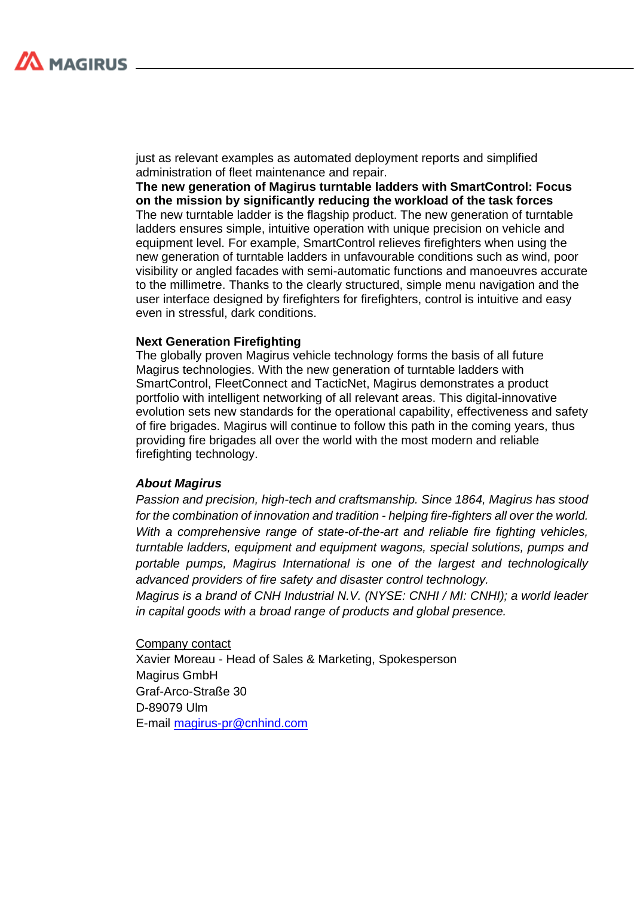just as relevant examples as automated deployment reports and simplified administration of fleet maintenance and repair.

**The new generation of Magirus turntable ladders with SmartControl: Focus on the mission by significantly reducing the workload of the task forces**

The new turntable ladder is the flagship product. The new generation of turntable ladders ensures simple, intuitive operation with unique precision on vehicle and equipment level. For example, SmartControl relieves firefighters when using the new generation of turntable ladders in unfavourable conditions such as wind, poor visibility or angled facades with semi-automatic functions and manoeuvres accurate to the millimetre. Thanks to the clearly structured, simple menu navigation and the user interface designed by firefighters for firefighters, control is intuitive and easy even in stressful, dark conditions.

**Next Generation Firefighting**

The globally proven Magirus vehicle technology forms the basis of all future Magirus technologies. With the new generation of turntable ladders with SmartControl, FleetConnect and TacticNet, Magirus demonstrates a product portfolio with intelligent networking of all relevant areas. This digital-innovative evolution sets new standards for the operational capability, effectiveness and safety of fire brigades. Magirus will continue to follow this path in the coming years, thus providing fire brigades all over the world with the most modern and reliable firefighting technology.

***About Magirus***

*Passion and precision, high-tech and craftsmanship. Since 1864, Magirus has stood for the combination of innovation and tradition - helping fire-fighters all over the world. With a comprehensive range of state-of-the-art and reliable fire fighting vehicles, turntable ladders, equipment and equipment wagons, special solutions, pumps and portable pumps, Magirus International is one of the largest and technologically advanced providers of fire safety and disaster control technology.*

*Magirus is a brand of CNH Industrial N.V. (NYSE: CNHI / MI: CNHI); a world leader in capital goods with a broad range of products and global presence.*

<u>Company contact</u>

Xavier Moreau - Head of Sales & Marketing, Spokesperson
Magirus GmbH
Graf-Arco-Straße 30
D-89079 Ulm
E-mail magirus-pr@cnhind.com